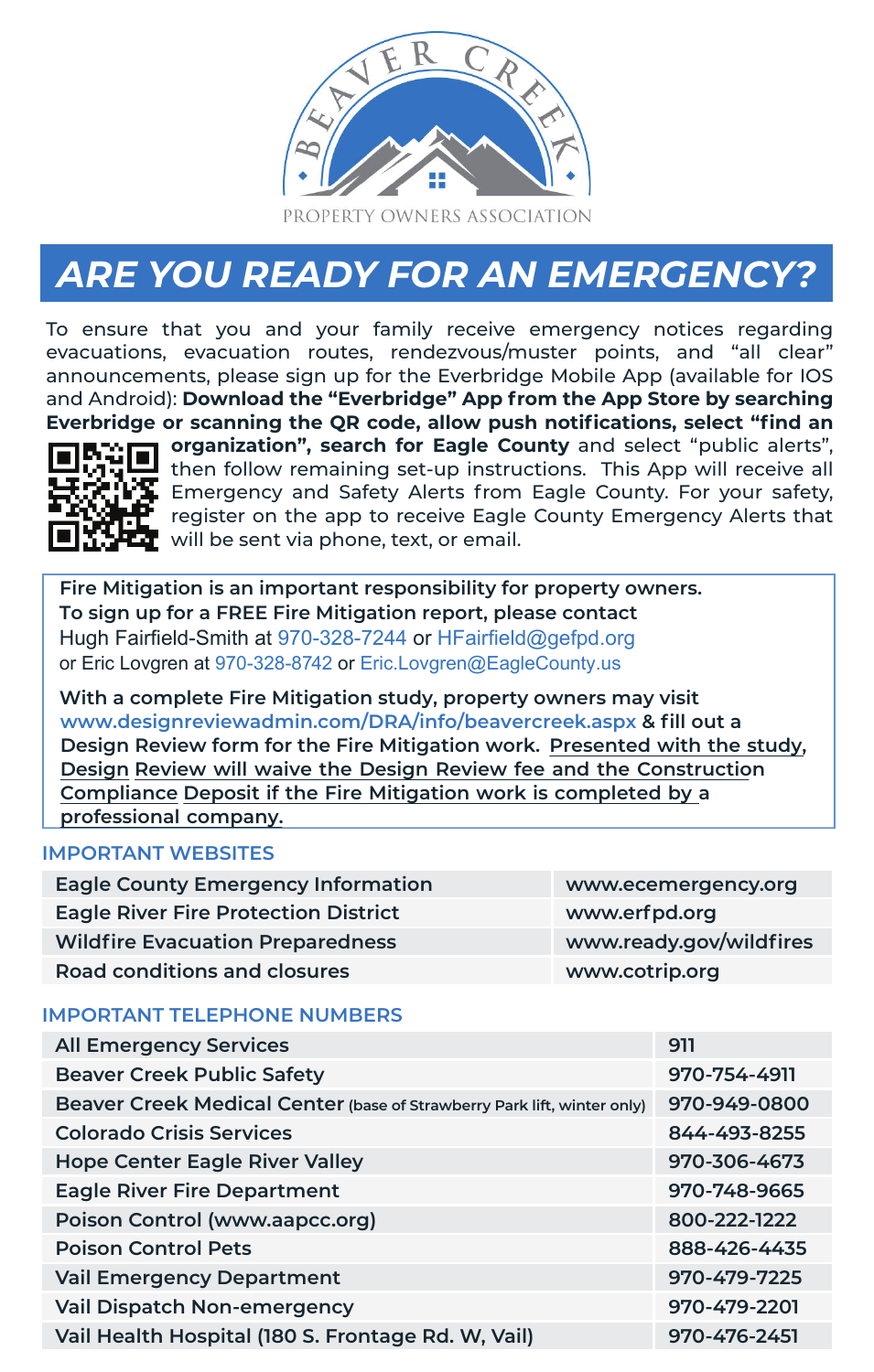BEAVER CREEK

PROPERTY OWNERS ASSOCIATION

# ARE YOU READY FOR AN EMERGENCY?

To ensure that you and your family receive emergency notices regarding evacuations, evacuation routes, rendezvous/muster points, and "all clear" announcements, please sign up for the Everbridge Mobile App (available for IOS and Android): **Download the "Everbridge" App from the App Store by searching Everbridge or scanning the QR code, allow push notifications, select "find an organization", search for Eagle County** and select "public alerts", then follow remaining set-up instructions. This App will receive all Emergency and Safety Alerts from Eagle County. For your safety, register on the app to receive Eagle County Emergency Alerts that will be sent via phone, text, or email.

**Fire Mitigation is an important responsibility for property owners.**
**To sign up for a FREE Fire Mitigation report, please contact**
Hugh Fairfield-Smith at 970-328-7244 or HFairfield@gefpd.org
or Eric Lovgren at 970-328-8742 or Eric.Lovgren@EagleCounty.us

**With a complete Fire Mitigation study, property owners may visit www.designreviewadmin.com/DRA/info/beavercreek.aspx & fill out a Design Review form for the Fire Mitigation work. Presented with the study, Design Review will waive the Design Review fee and the Construction Compliance Deposit if the Fire Mitigation work is completed by a professional company.**

## IMPORTANT WEBSITES

| | |
|---|---|
| Eagle County Emergency Information | www.ecemergency.org |
| Eagle River Fire Protection District | www.erfpd.org |
| Wildfire Evacuation Preparedness | www.ready.gov/wildfires |
| Road conditions and closures | www.cotrip.org |

## IMPORTANT TELEPHONE NUMBERS

| | |
|---|---|
| All Emergency Services | 911 |
| Beaver Creek Public Safety | 970-754-4911 |
| Beaver Creek Medical Center (base of Strawberry Park lift, winter only) | 970-949-0800 |
| Colorado Crisis Services | 844-493-8255 |
| Hope Center Eagle River Valley | 970-306-4673 |
| Eagle River Fire Department | 970-748-9665 |
| Poison Control (www.aapcc.org) | 800-222-1222 |
| Poison Control Pets | 888-426-4435 |
| Vail Emergency Department | 970-479-7225 |
| Vail Dispatch Non-emergency | 970-479-2201 |
| Vail Health Hospital (180 S. Frontage Rd. W, Vail) | 970-476-2451 |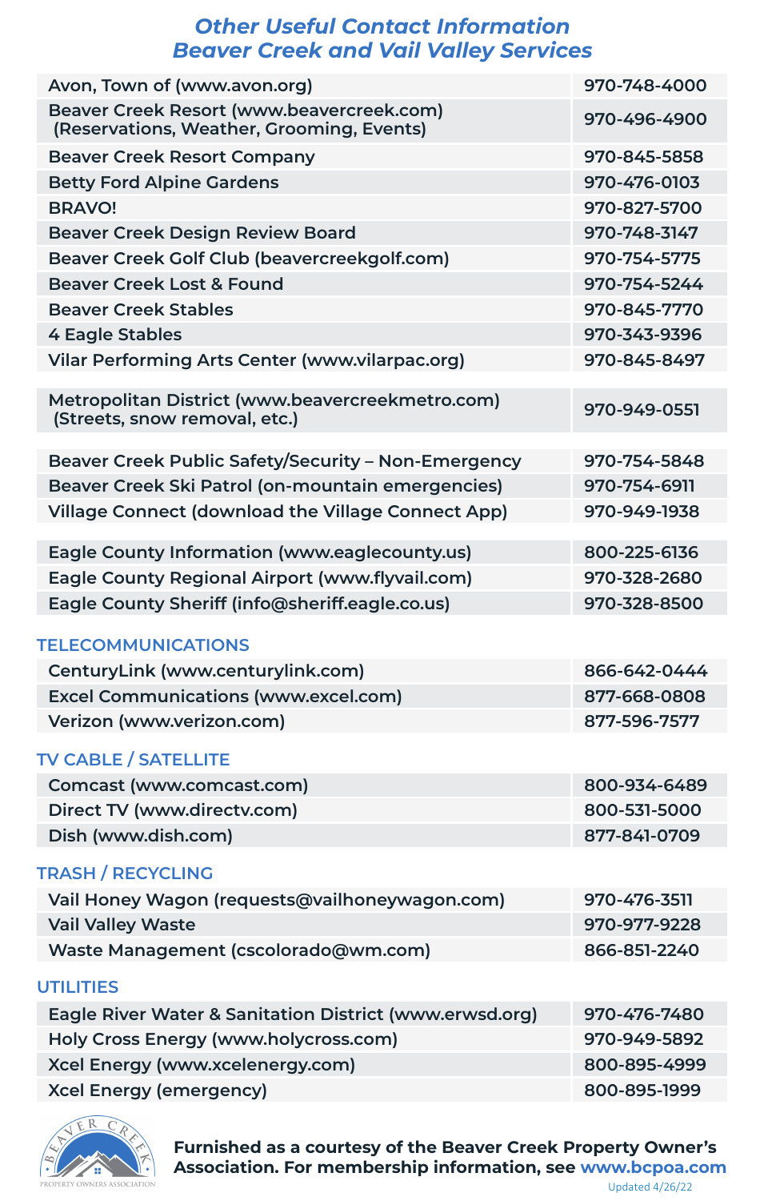## Other Useful Contact Information
## Beaver Creek and Vail Valley Services

| | |
|---|---|
| Avon, Town of (www.avon.org) | 970-748-4000 |
| Beaver Creek Resort (www.beavercreek.com) (Reservations, Weather, Grooming, Events) | 970-496-4900 |
| Beaver Creek Resort Company | 970-845-5858 |
| Betty Ford Alpine Gardens | 970-476-0103 |
| BRAVO! | 970-827-5700 |
| Beaver Creek Design Review Board | 970-748-3147 |
| Beaver Creek Golf Club (beavercreekgolf.com) | 970-754-5775 |
| Beaver Creek Lost & Found | 970-754-5244 |
| Beaver Creek Stables | 970-845-7770 |
| 4 Eagle Stables | 970-343-9396 |
| Vilar Performing Arts Center (www.vilarpac.org) | 970-845-8497 |

| | |
|---|---|
| Metropolitan District (www.beavercreekmetro.com) (Streets, snow removal, etc.) | 970-949-0551 |

| | |
|---|---|
| Beaver Creek Public Safety/Security – Non-Emergency | 970-754-5848 |
| Beaver Creek Ski Patrol (on-mountain emergencies) | 970-754-6911 |
| Village Connect (download the Village Connect App) | 970-949-1938 |

| | |
|---|---|
| Eagle County Information (www.eaglecounty.us) | 800-225-6136 |
| Eagle County Regional Airport (www.flyvail.com) | 970-328-2680 |
| Eagle County Sheriff (info@sheriff.eagle.co.us) | 970-328-8500 |

### TELECOMMUNICATIONS

| | |
|---|---|
| CenturyLink (www.centurylink.com) | 866-642-0444 |
| Excel Communications (www.excel.com) | 877-668-0808 |
| Verizon (www.verizon.com) | 877-596-7577 |

### TV CABLE / SATELLITE

| | |
|---|---|
| Comcast (www.comcast.com) | 800-934-6489 |
| Direct TV (www.directv.com) | 800-531-5000 |
| Dish (www.dish.com) | 877-841-0709 |

### TRASH / RECYCLING

| | |
|---|---|
| Vail Honey Wagon (requests@vailhoneywagon.com) | 970-476-3511 |
| Vail Valley Waste | 970-977-9228 |
| Waste Management (cscolorado@wm.com) | 866-851-2240 |

### UTILITIES

| | |
|---|---|
| Eagle River Water & Sanitation District (www.erwsd.org) | 970-476-7480 |
| Holy Cross Energy (www.holycross.com) | 970-949-5892 |
| Xcel Energy (www.xcelenergy.com) | 800-895-4999 |
| Xcel Energy (emergency) | 800-895-1999 |

BEAVER CREEK PROPERTY OWNERS ASSOCIATION

**Furnished as a courtesy of the Beaver Creek Property Owner's Association. For membership information, see www.bcpoa.com**

Updated 4/26/22